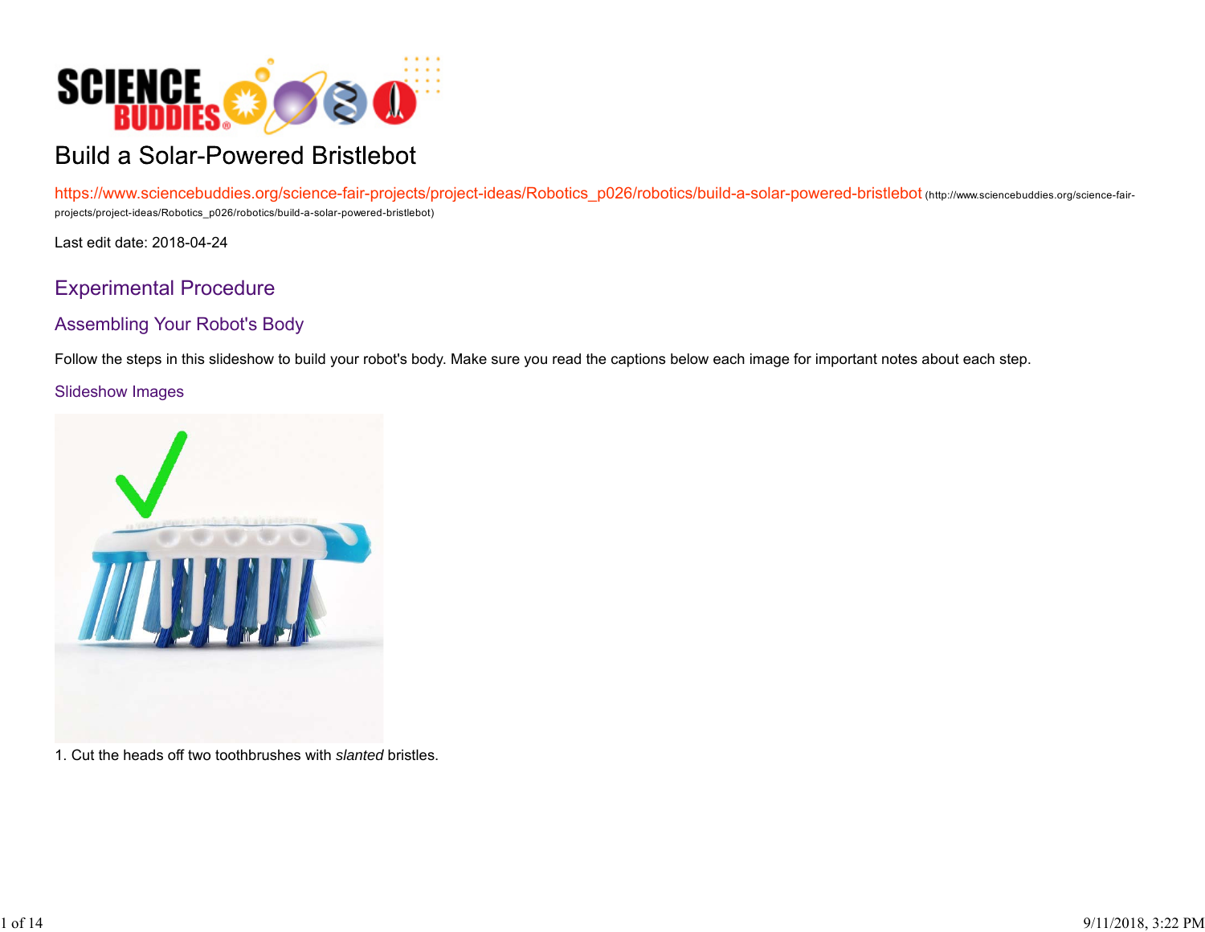# Build a Solar-Powered Bristlebot

https://www.sciencebuddies.org/science-fair-projects/project-ideas/Robotics_p026/robotics/build-a-solar-powered-bristlebot (http://www.sciencebuddies.org/science-fair-projects/project-ideas/Robotics_p026/robotics/build-a-solar-powered-bristlebot)

Last edit date: 2018-04-24

## Experimental Procedure

### Assembling Your Robot's Body

Follow the steps in this slideshow to build your robot's body. Make sure you read the captions below each image for important notes about each step.

#### Slideshow Images

1. Cut the heads off two toothbrushes with *slanted* bristles.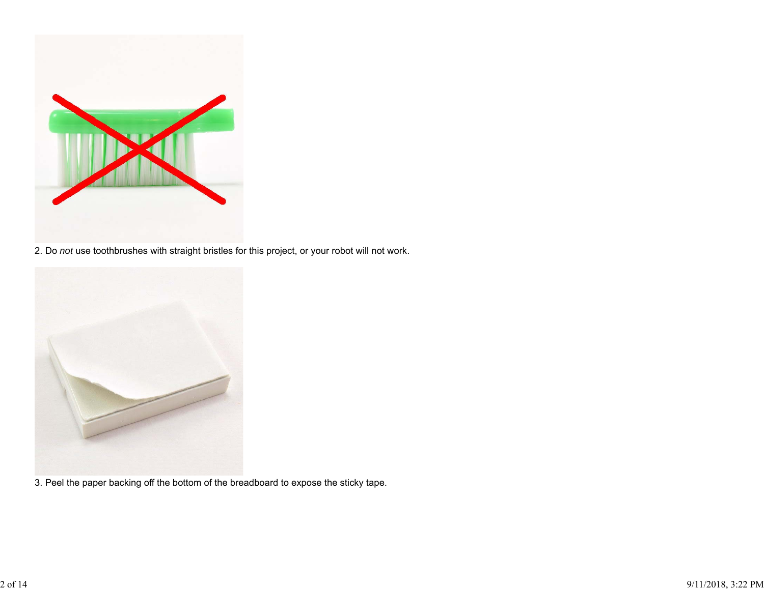2. Do *not* use toothbrushes with straight bristles for this project, or your robot will not work.

3. Peel the paper backing off the bottom of the breadboard to expose the sticky tape.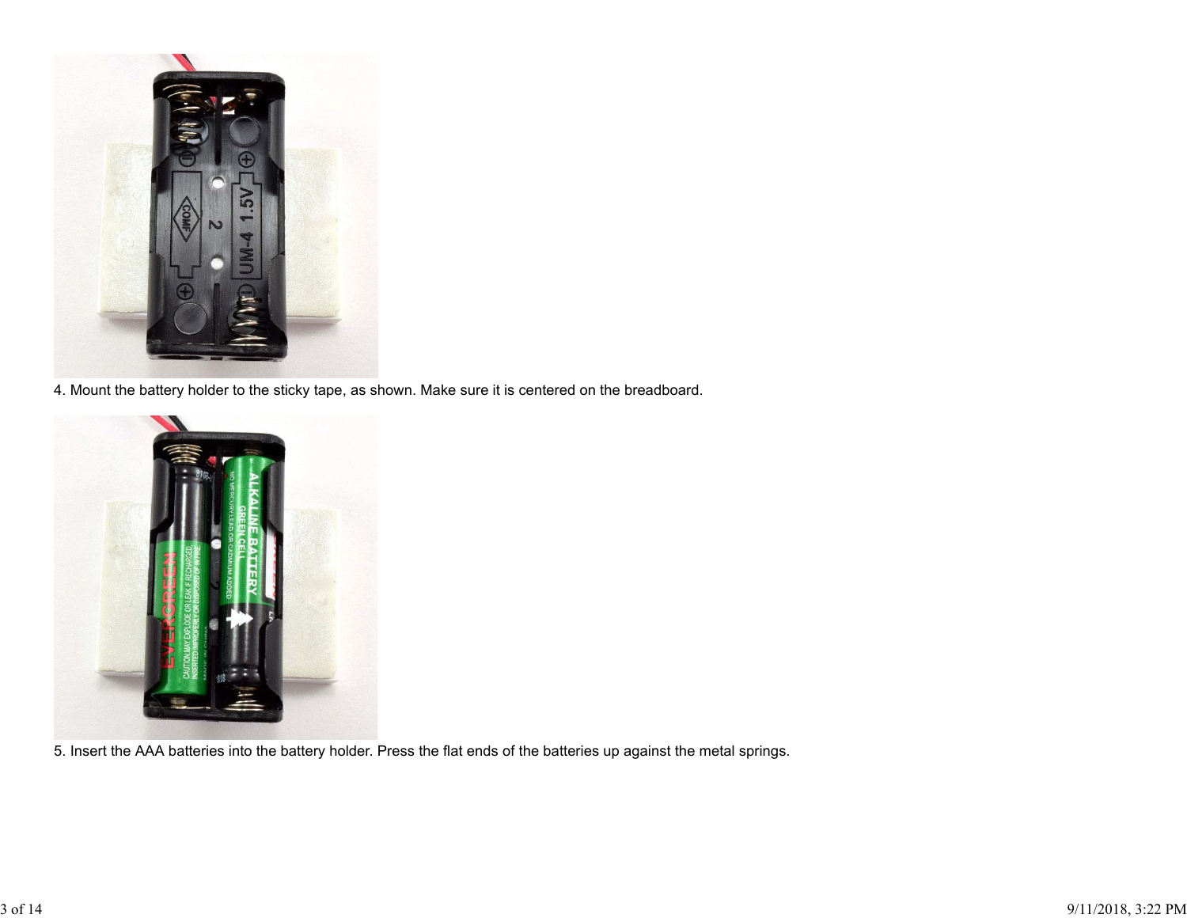4. Mount the battery holder to the sticky tape, as shown. Make sure it is centered on the breadboard.

5. Insert the AAA batteries into the battery holder. Press the flat ends of the batteries up against the metal springs.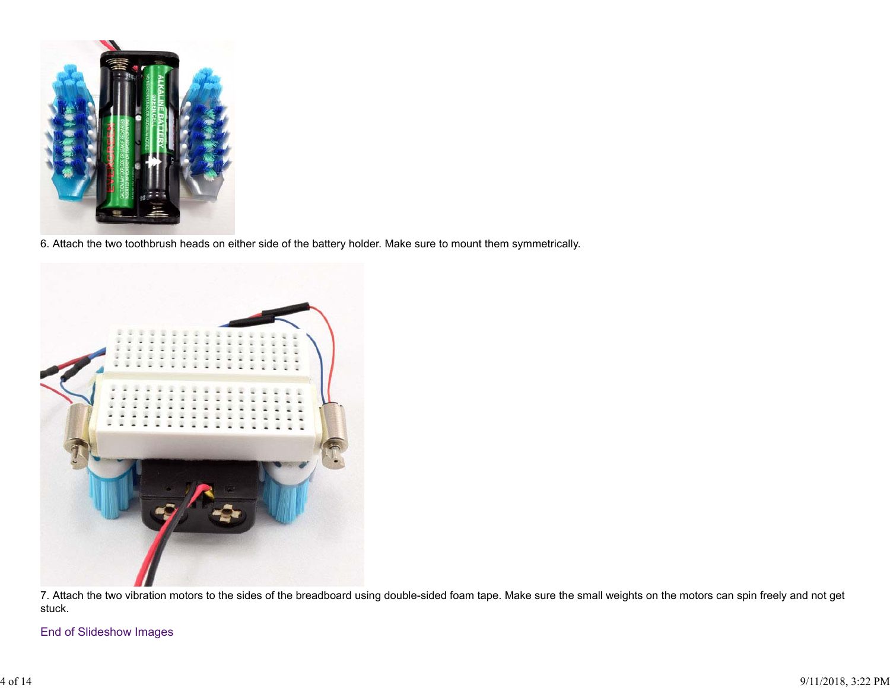6. Attach the two toothbrush heads on either side of the battery holder. Make sure to mount them symmetrically.

7. Attach the two vibration motors to the sides of the breadboard using double-sided foam tape. Make sure the small weights on the motors can spin freely and not get stuck.

End of Slideshow Images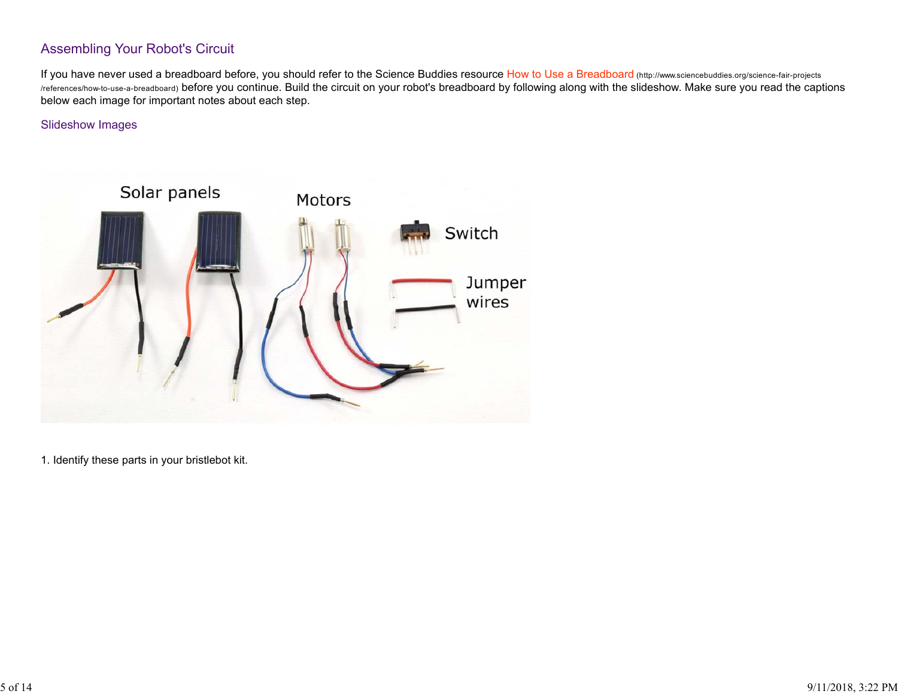## Assembling Your Robot's Circuit

If you have never used a breadboard before, you should refer to the Science Buddies resource How to Use a Breadboard (http://www.sciencebuddies.org/science-fair-projects/references/how-to-use-a-breadboard) before you continue. Build the circuit on your robot's breadboard by following along with the slideshow. Make sure you read the captions below each image for important notes about each step.

### Slideshow Images

1. Identify these parts in your bristlebot kit.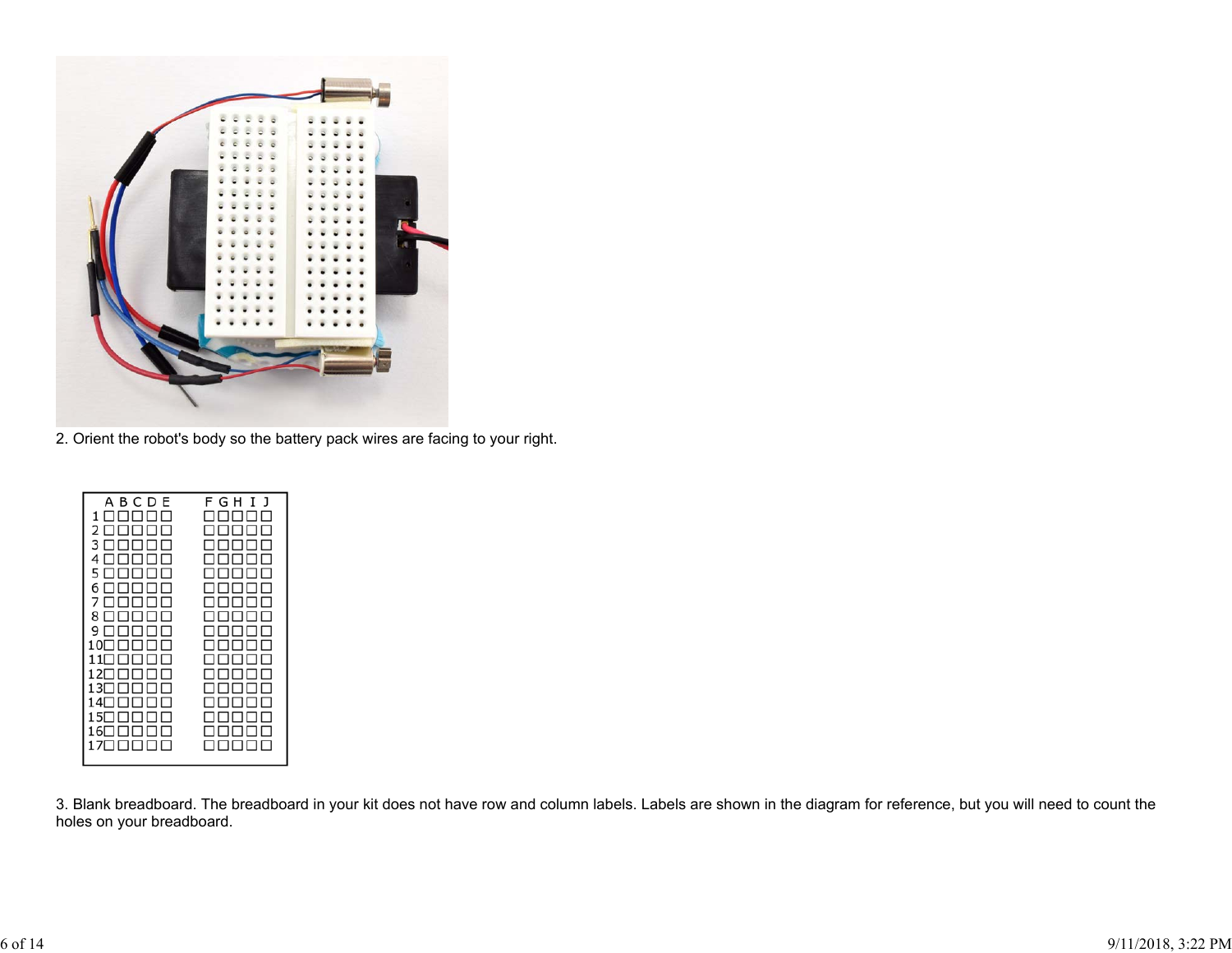2. Orient the robot's body so the battery pack wires are facing to your right.

3. Blank breadboard. The breadboard in your kit does not have row and column labels. Labels are shown in the diagram for reference, but you will need to count the holes on your breadboard.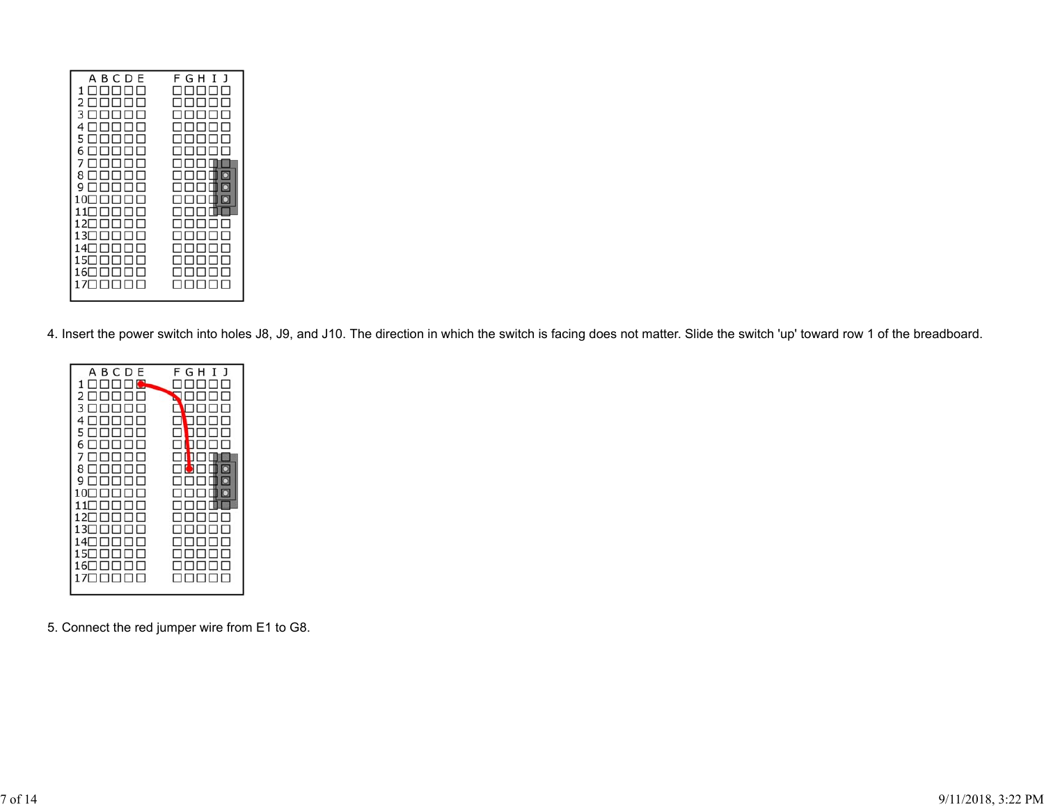4. Insert the power switch into holes J8, J9, and J10. The direction in which the switch is facing does not matter. Slide the switch 'up' toward row 1 of the breadboard.

5. Connect the red jumper wire from E1 to G8.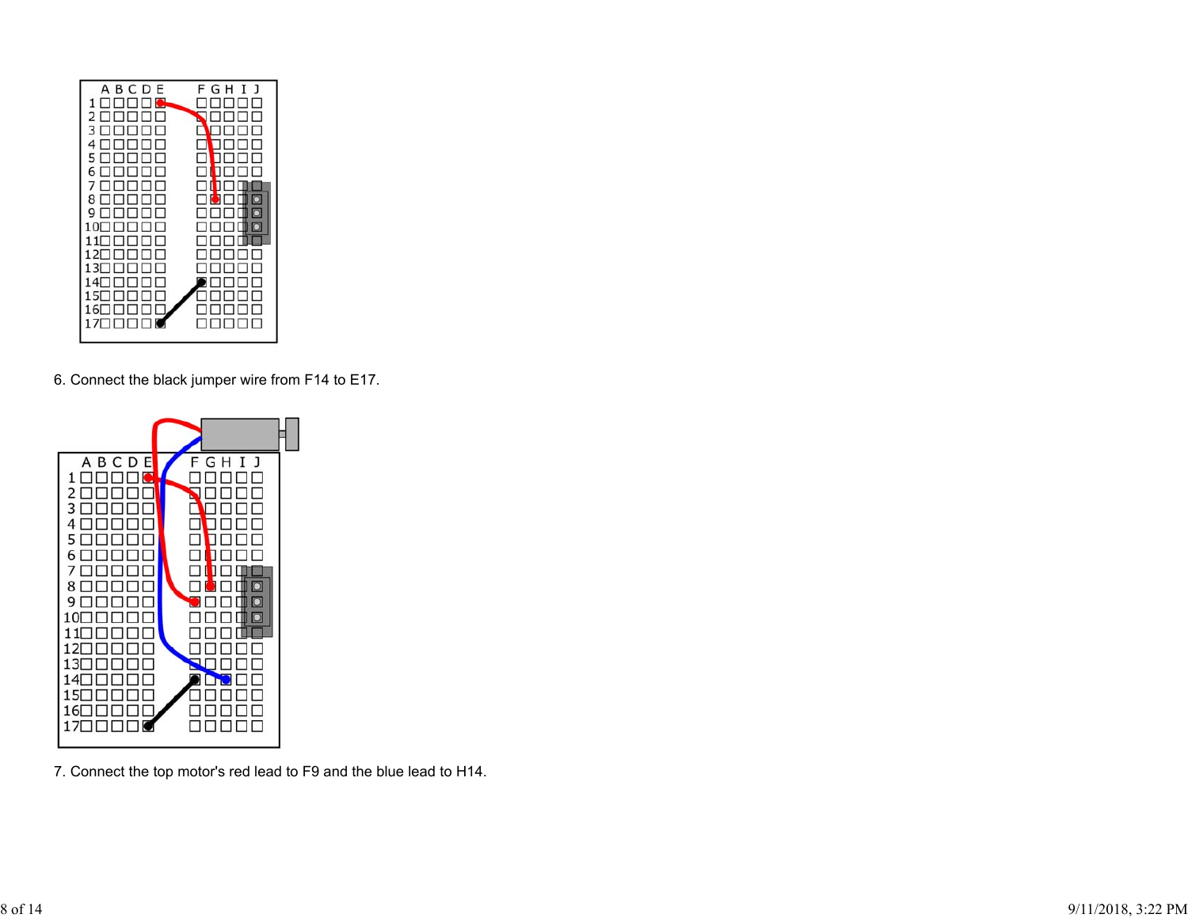6. Connect the black jumper wire from F14 to E17.

7. Connect the top motor's red lead to F9 and the blue lead to H14.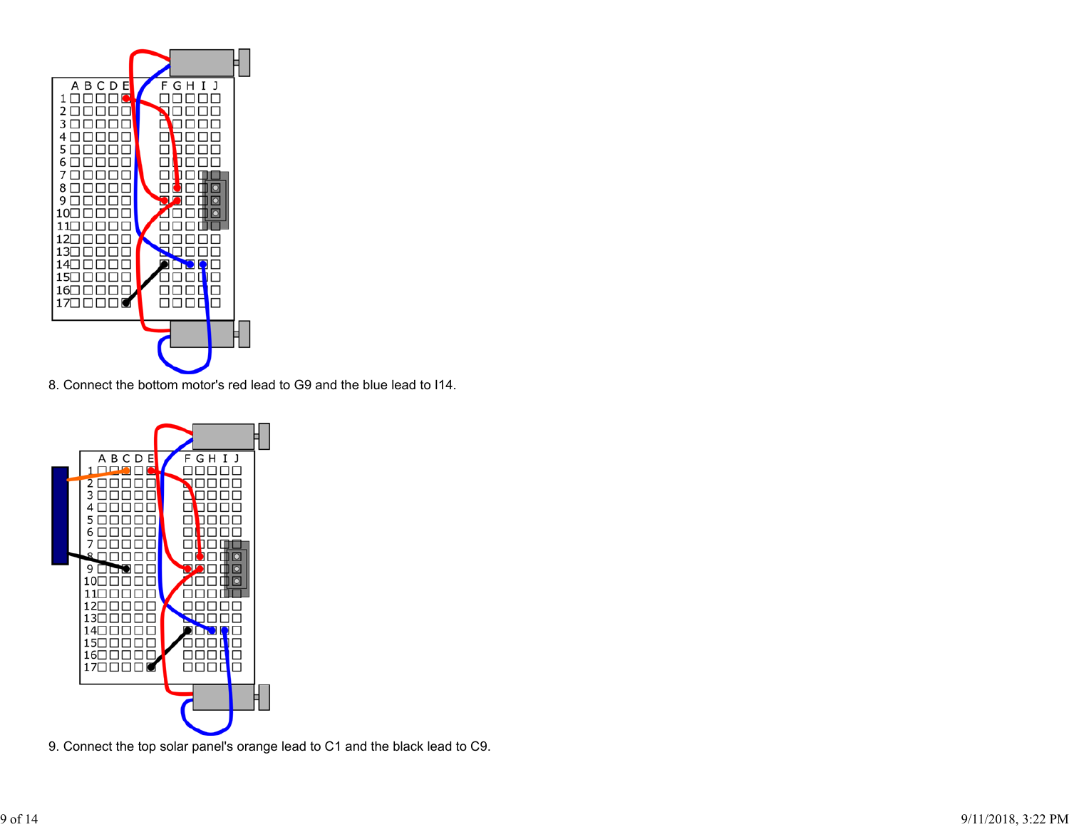8. Connect the bottom motor's red lead to G9 and the blue lead to I14.

9. Connect the top solar panel's orange lead to C1 and the black lead to C9.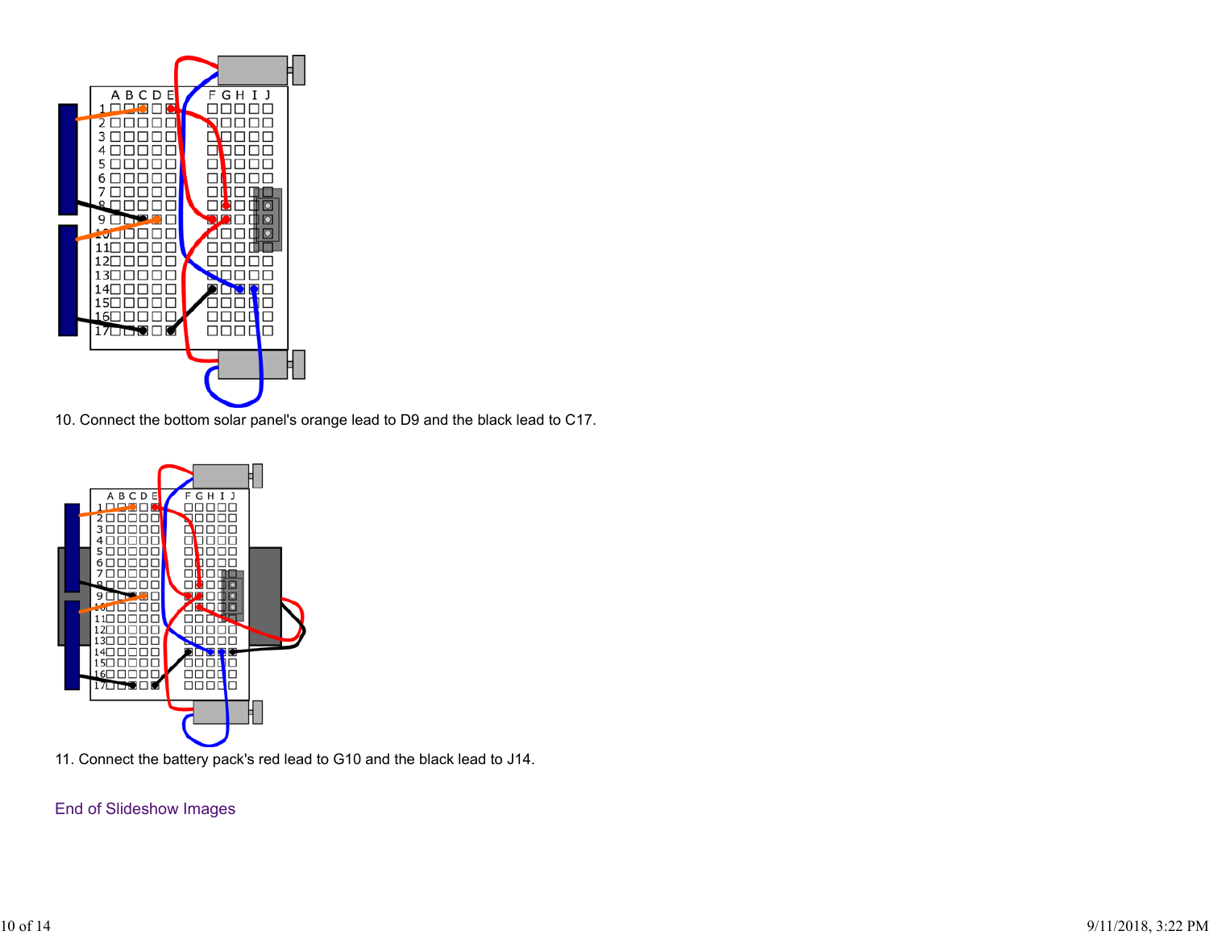10. Connect the bottom solar panel's orange lead to D9 and the black lead to C17.

11. Connect the battery pack's red lead to G10 and the black lead to J14.

End of Slideshow Images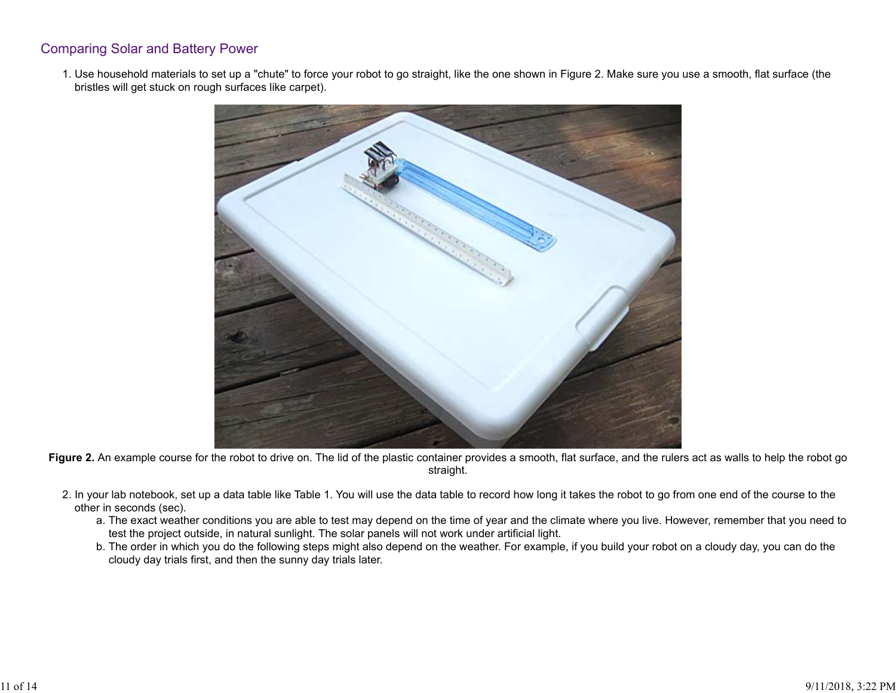## Comparing Solar and Battery Power

1. Use household materials to set up a "chute" to force your robot to go straight, like the one shown in Figure 2. Make sure you use a smooth, flat surface (the bristles will get stuck on rough surfaces like carpet).

**Figure 2.** An example course for the robot to drive on. The lid of the plastic container provides a smooth, flat surface, and the rulers act as walls to help the robot go straight.

2. In your lab notebook, set up a data table like Table 1. You will use the data table to record how long it takes the robot to go from one end of the course to the other in seconds (sec).
   a. The exact weather conditions you are able to test may depend on the time of year and the climate where you live. However, remember that you need to test the project outside, in natural sunlight. The solar panels will not work under artificial light.
   b. The order in which you do the following steps might also depend on the weather. For example, if you build your robot on a cloudy day, you can do the cloudy day trials first, and then the sunny day trials later.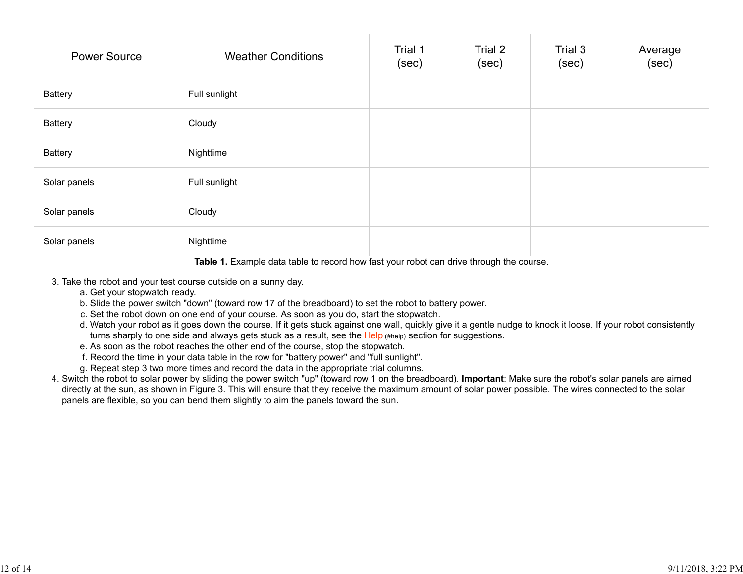| Power Source | Weather Conditions | Trial 1 (sec) | Trial 2 (sec) | Trial 3 (sec) | Average (sec) |
|---|---|---|---|---|---|
| Battery | Full sunlight | | | | |
| Battery | Cloudy | | | | |
| Battery | Nighttime | | | | |
| Solar panels | Full sunlight | | | | |
| Solar panels | Cloudy | | | | |
| Solar panels | Nighttime | | | | |

**Table 1.** Example data table to record how fast your robot can drive through the course.

3. Take the robot and your test course outside on a sunny day.
    a. Get your stopwatch ready.
    b. Slide the power switch "down" (toward row 17 of the breadboard) to set the robot to battery power.
    c. Set the robot down on one end of your course. As soon as you do, start the stopwatch.
    d. Watch your robot as it goes down the course. If it gets stuck against one wall, quickly give it a gentle nudge to knock it loose. If your robot consistently turns sharply to one side and always gets stuck as a result, see the Help (#help) section for suggestions.
    e. As soon as the robot reaches the other end of the course, stop the stopwatch.
    f. Record the time in your data table in the row for "battery power" and "full sunlight".
    g. Repeat step 3 two more times and record the data in the appropriate trial columns.
4. Switch the robot to solar power by sliding the power switch "up" (toward row 1 on the breadboard). **Important**: Make sure the robot's solar panels are aimed directly at the sun, as shown in Figure 3. This will ensure that they receive the maximum amount of solar power possible. The wires connected to the solar panels are flexible, so you can bend them slightly to aim the panels toward the sun.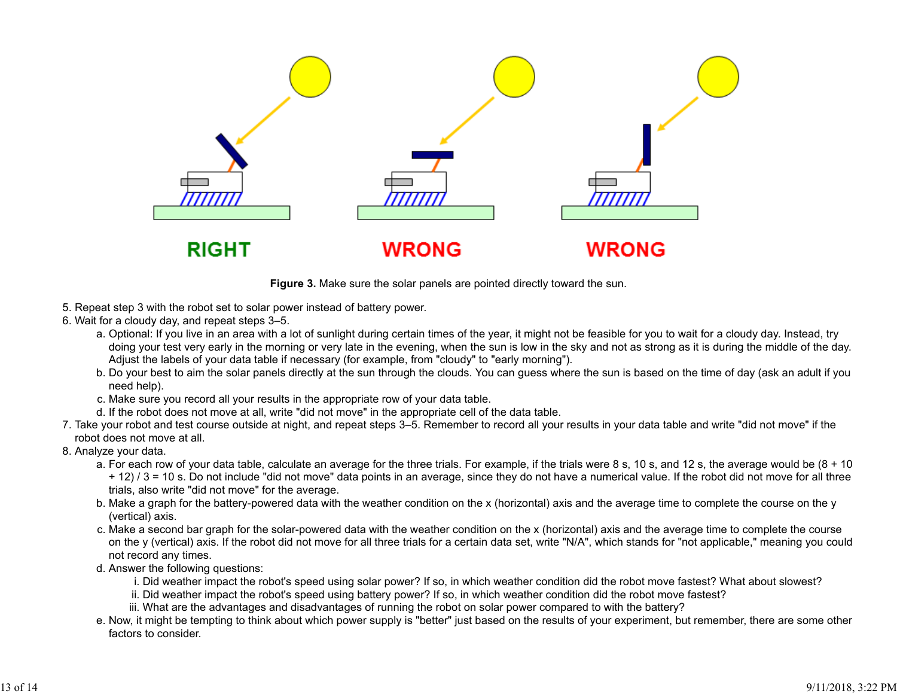RIGHT WRONG WRONG

**Figure 3.** Make sure the solar panels are pointed directly toward the sun.

5. Repeat step 3 with the robot set to solar power instead of battery power.
6. Wait for a cloudy day, and repeat steps 3–5.
   a. Optional: If you live in an area with a lot of sunlight during certain times of the year, it might not be feasible for you to wait for a cloudy day. Instead, try doing your test very early in the morning or very late in the evening, when the sun is low in the sky and not as strong as it is during the middle of the day. Adjust the labels of your data table if necessary (for example, from "cloudy" to "early morning").
   b. Do your best to aim the solar panels directly at the sun through the clouds. You can guess where the sun is based on the time of day (ask an adult if you need help).
   c. Make sure you record all your results in the appropriate row of your data table.
   d. If the robot does not move at all, write "did not move" in the appropriate cell of the data table.
7. Take your robot and test course outside at night, and repeat steps 3–5. Remember to record all your results in your data table and write "did not move" if the robot does not move at all.
8. Analyze your data.
   a. For each row of your data table, calculate an average for the three trials. For example, if the trials were 8 s, 10 s, and 12 s, the average would be (8 + 10 + 12) / 3 = 10 s. Do not include "did not move" data points in an average, since they do not have a numerical value. If the robot did not move for all three trials, also write "did not move" for the average.
   b. Make a graph for the battery-powered data with the weather condition on the x (horizontal) axis and the average time to complete the course on the y (vertical) axis.
   c. Make a second bar graph for the solar-powered data with the weather condition on the x (horizontal) axis and the average time to complete the course on the y (vertical) axis. If the robot did not move for all three trials for a certain data set, write "N/A", which stands for "not applicable," meaning you could not record any times.
   d. Answer the following questions:
      i. Did weather impact the robot's speed using solar power? If so, in which weather condition did the robot move fastest? What about slowest?
      ii. Did weather impact the robot's speed using battery power? If so, in which weather condition did the robot move fastest?
      iii. What are the advantages and disadvantages of running the robot on solar power compared to with the battery?
   e. Now, it might be tempting to think about which power supply is "better" just based on the results of your experiment, but remember, there are some other factors to consider.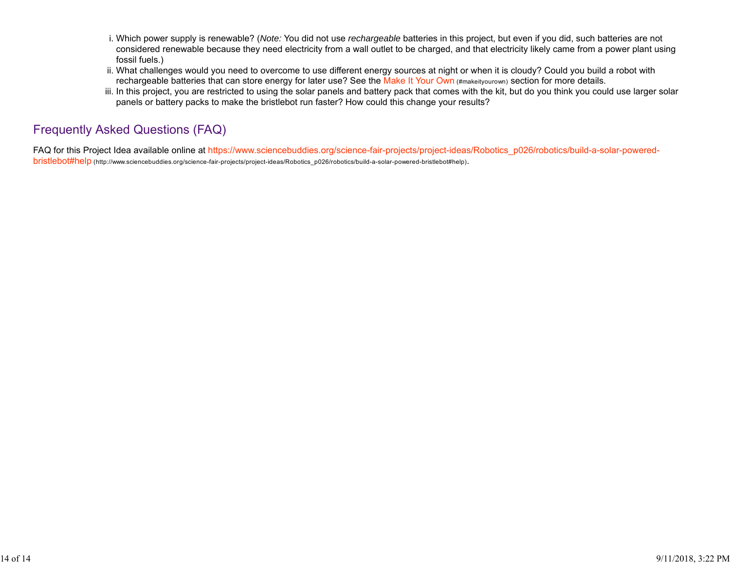i. Which power supply is renewable? (*Note:* You did not use *rechargeable* batteries in this project, but even if you did, such batteries are not considered renewable because they need electricity from a wall outlet to be charged, and that electricity likely came from a power plant using fossil fuels.)
ii. What challenges would you need to overcome to use different energy sources at night or when it is cloudy? Could you build a robot with rechargeable batteries that can store energy for later use? See the Make It Your Own (#makeityourown) section for more details.
iii. In this project, you are restricted to using the solar panels and battery pack that comes with the kit, but do you think you could use larger solar panels or battery packs to make the bristlebot run faster? How could this change your results?

## Frequently Asked Questions (FAQ)

FAQ for this Project Idea available online at https://www.sciencebuddies.org/science-fair-projects/project-ideas/Robotics_p026/robotics/build-a-solar-powered-bristlebot#help (http://www.sciencebuddies.org/science-fair-projects/project-ideas/Robotics_p026/robotics/build-a-solar-powered-bristlebot#help).